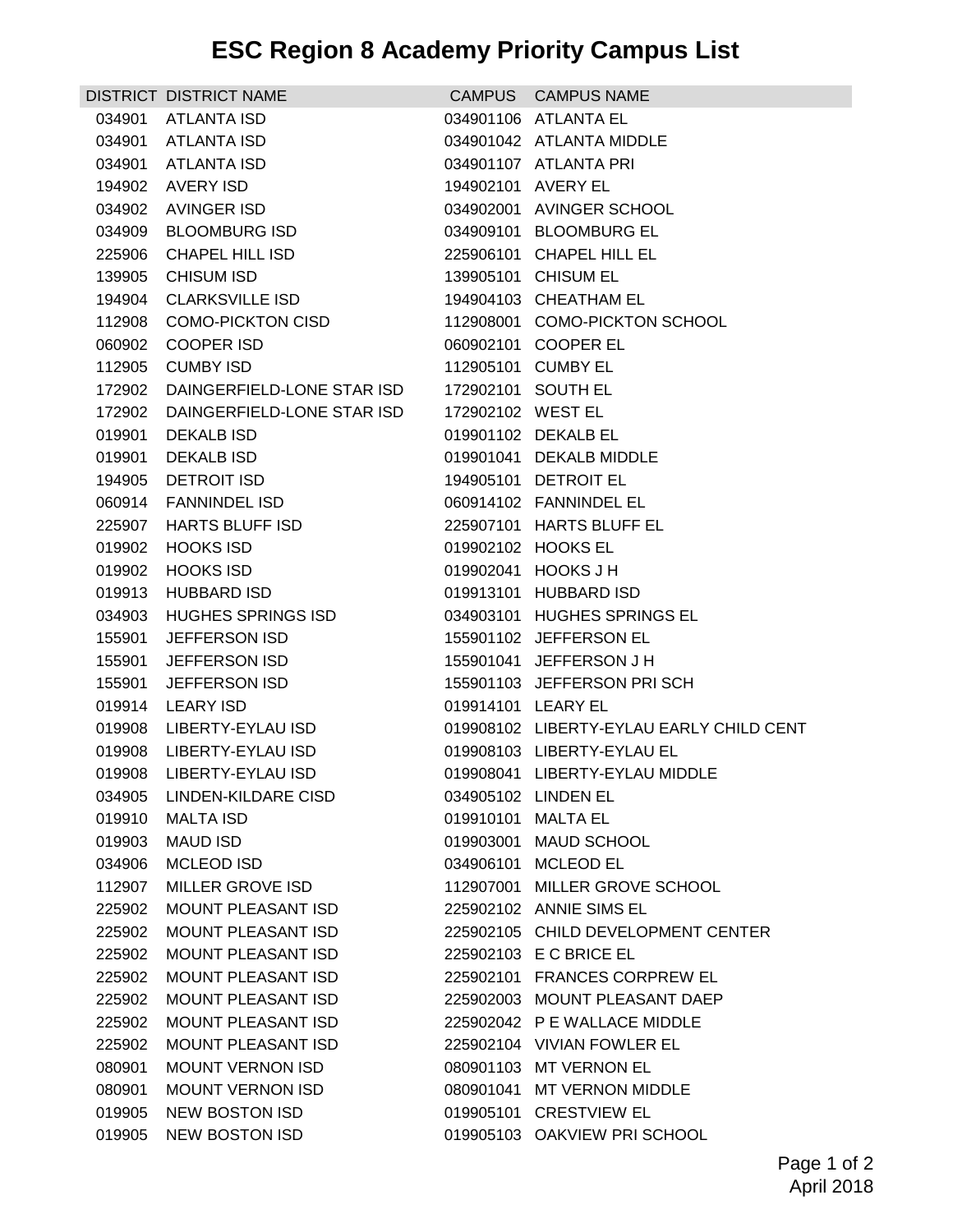# ESC Region 8 Academy Priority Campus List

| DISTRICT | DISTRICT NAME | CAMPUS | CAMPUS NAME |
|---|---|---|---|
| 034901 | ATLANTA ISD | 034901106 | ATLANTA EL |
| 034901 | ATLANTA ISD | 034901042 | ATLANTA MIDDLE |
| 034901 | ATLANTA ISD | 034901107 | ATLANTA PRI |
| 194902 | AVERY ISD | 194902101 | AVERY EL |
| 034902 | AVINGER ISD | 034902001 | AVINGER SCHOOL |
| 034909 | BLOOMBURG ISD | 034909101 | BLOOMBURG EL |
| 225906 | CHAPEL HILL ISD | 225906101 | CHAPEL HILL EL |
| 139905 | CHISUM ISD | 139905101 | CHISUM EL |
| 194904 | CLARKSVILLE ISD | 194904103 | CHEATHAM EL |
| 112908 | COMO-PICKTON CISD | 112908001 | COMO-PICKTON SCHOOL |
| 060902 | COOPER ISD | 060902101 | COOPER EL |
| 112905 | CUMBY ISD | 112905101 | CUMBY EL |
| 172902 | DAINGERFIELD-LONE STAR ISD | 172902101 | SOUTH EL |
| 172902 | DAINGERFIELD-LONE STAR ISD | 172902102 | WEST EL |
| 019901 | DEKALB ISD | 019901102 | DEKALB EL |
| 019901 | DEKALB ISD | 019901041 | DEKALB MIDDLE |
| 194905 | DETROIT ISD | 194905101 | DETROIT EL |
| 060914 | FANNINDEL ISD | 060914102 | FANNINDEL EL |
| 225907 | HARTS BLUFF ISD | 225907101 | HARTS BLUFF EL |
| 019902 | HOOKS ISD | 019902102 | HOOKS EL |
| 019902 | HOOKS ISD | 019902041 | HOOKS J H |
| 019913 | HUBBARD ISD | 019913101 | HUBBARD ISD |
| 034903 | HUGHES SPRINGS ISD | 034903101 | HUGHES SPRINGS EL |
| 155901 | JEFFERSON ISD | 155901102 | JEFFERSON EL |
| 155901 | JEFFERSON ISD | 155901041 | JEFFERSON J H |
| 155901 | JEFFERSON ISD | 155901103 | JEFFERSON PRI SCH |
| 019914 | LEARY ISD | 019914101 | LEARY EL |
| 019908 | LIBERTY-EYLAU ISD | 019908102 | LIBERTY-EYLAU EARLY CHILD CENT |
| 019908 | LIBERTY-EYLAU ISD | 019908103 | LIBERTY-EYLAU EL |
| 019908 | LIBERTY-EYLAU ISD | 019908041 | LIBERTY-EYLAU MIDDLE |
| 034905 | LINDEN-KILDARE CISD | 034905102 | LINDEN EL |
| 019910 | MALTA ISD | 019910101 | MALTA EL |
| 019903 | MAUD ISD | 019903001 | MAUD SCHOOL |
| 034906 | MCLEOD ISD | 034906101 | MCLEOD EL |
| 112907 | MILLER GROVE ISD | 112907001 | MILLER GROVE SCHOOL |
| 225902 | MOUNT PLEASANT ISD | 225902102 | ANNIE SIMS EL |
| 225902 | MOUNT PLEASANT ISD | 225902105 | CHILD DEVELOPMENT CENTER |
| 225902 | MOUNT PLEASANT ISD | 225902103 | E C BRICE EL |
| 225902 | MOUNT PLEASANT ISD | 225902101 | FRANCES CORPREW EL |
| 225902 | MOUNT PLEASANT ISD | 225902003 | MOUNT PLEASANT DAEP |
| 225902 | MOUNT PLEASANT ISD | 225902042 | P E WALLACE MIDDLE |
| 225902 | MOUNT PLEASANT ISD | 225902104 | VIVIAN FOWLER EL |
| 080901 | MOUNT VERNON ISD | 080901103 | MT VERNON EL |
| 080901 | MOUNT VERNON ISD | 080901041 | MT VERNON MIDDLE |
| 019905 | NEW BOSTON ISD | 019905101 | CRESTVIEW EL |
| 019905 | NEW BOSTON ISD | 019905103 | OAKVIEW PRI SCHOOL |

April 2018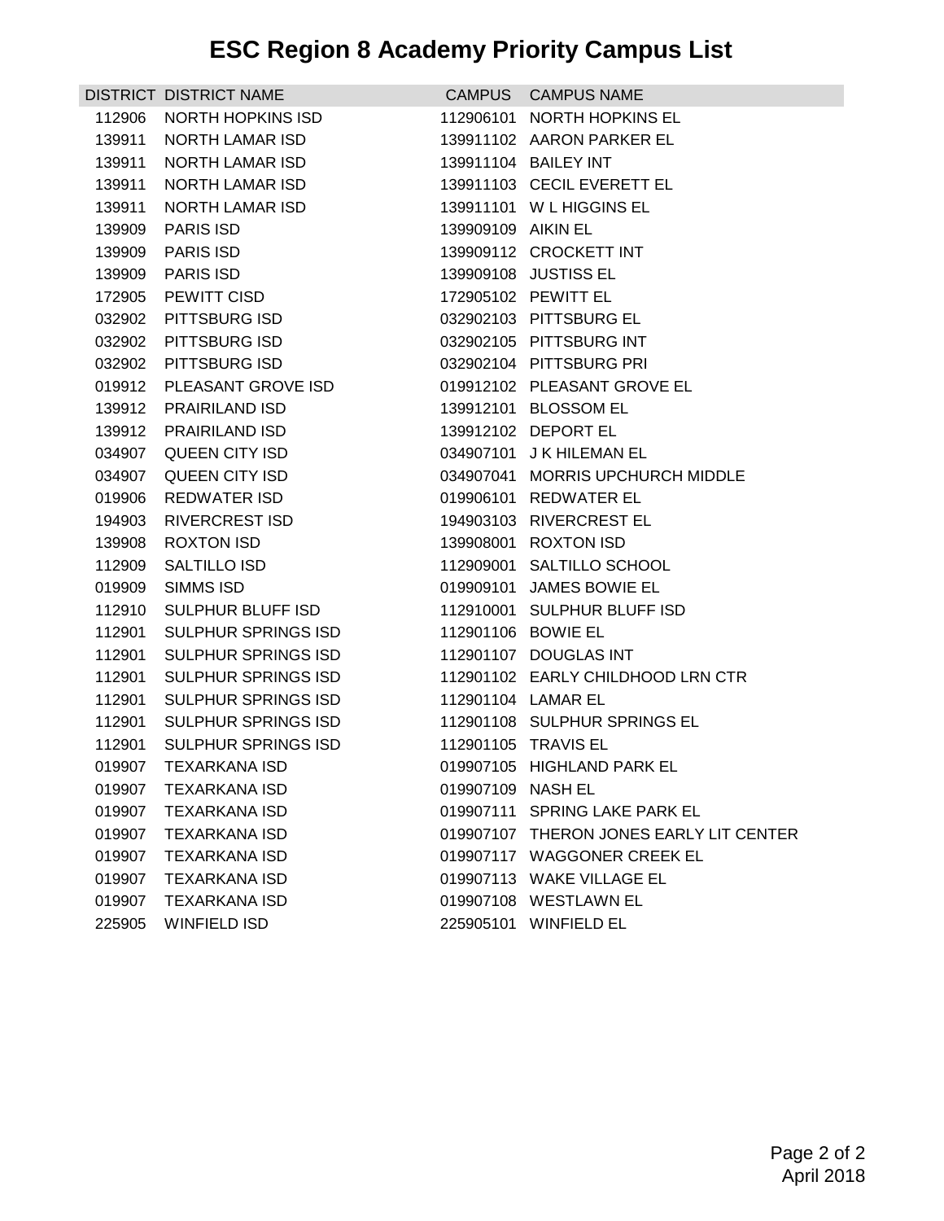# ESC Region 8 Academy Priority Campus List

| DISTRICT | DISTRICT NAME | CAMPUS | CAMPUS NAME |
|---|---|---|---|
| 112906 | NORTH HOPKINS ISD | 112906101 | NORTH HOPKINS EL |
| 139911 | NORTH LAMAR ISD | 139911102 | AARON PARKER EL |
| 139911 | NORTH LAMAR ISD | 139911104 | BAILEY INT |
| 139911 | NORTH LAMAR ISD | 139911103 | CECIL EVERETT EL |
| 139911 | NORTH LAMAR ISD | 139911101 | W L HIGGINS EL |
| 139909 | PARIS ISD | 139909109 | AIKIN EL |
| 139909 | PARIS ISD | 139909112 | CROCKETT INT |
| 139909 | PARIS ISD | 139909108 | JUSTISS EL |
| 172905 | PEWITT CISD | 172905102 | PEWITT EL |
| 032902 | PITTSBURG ISD | 032902103 | PITTSBURG EL |
| 032902 | PITTSBURG ISD | 032902105 | PITTSBURG INT |
| 032902 | PITTSBURG ISD | 032902104 | PITTSBURG PRI |
| 019912 | PLEASANT GROVE ISD | 019912102 | PLEASANT GROVE EL |
| 139912 | PRAIRILAND ISD | 139912101 | BLOSSOM EL |
| 139912 | PRAIRILAND ISD | 139912102 | DEPORT EL |
| 034907 | QUEEN CITY ISD | 034907101 | J K HILEMAN EL |
| 034907 | QUEEN CITY ISD | 034907041 | MORRIS UPCHURCH MIDDLE |
| 019906 | REDWATER ISD | 019906101 | REDWATER EL |
| 194903 | RIVERCREST ISD | 194903103 | RIVERCREST EL |
| 139908 | ROXTON ISD | 139908001 | ROXTON ISD |
| 112909 | SALTILLO ISD | 112909001 | SALTILLO SCHOOL |
| 019909 | SIMMS ISD | 019909101 | JAMES BOWIE EL |
| 112910 | SULPHUR BLUFF ISD | 112910001 | SULPHUR BLUFF ISD |
| 112901 | SULPHUR SPRINGS ISD | 112901106 | BOWIE EL |
| 112901 | SULPHUR SPRINGS ISD | 112901107 | DOUGLAS INT |
| 112901 | SULPHUR SPRINGS ISD | 112901102 | EARLY CHILDHOOD LRN CTR |
| 112901 | SULPHUR SPRINGS ISD | 112901104 | LAMAR EL |
| 112901 | SULPHUR SPRINGS ISD | 112901108 | SULPHUR SPRINGS EL |
| 112901 | SULPHUR SPRINGS ISD | 112901105 | TRAVIS EL |
| 019907 | TEXARKANA ISD | 019907105 | HIGHLAND PARK EL |
| 019907 | TEXARKANA ISD | 019907109 | NASH EL |
| 019907 | TEXARKANA ISD | 019907111 | SPRING LAKE PARK EL |
| 019907 | TEXARKANA ISD | 019907107 | THERON JONES EARLY LIT CENTER |
| 019907 | TEXARKANA ISD | 019907117 | WAGGONER CREEK EL |
| 019907 | TEXARKANA ISD | 019907113 | WAKE VILLAGE EL |
| 019907 | TEXARKANA ISD | 019907108 | WESTLAWN EL |
| 225905 | WINFIELD ISD | 225905101 | WINFIELD EL |

April 2018